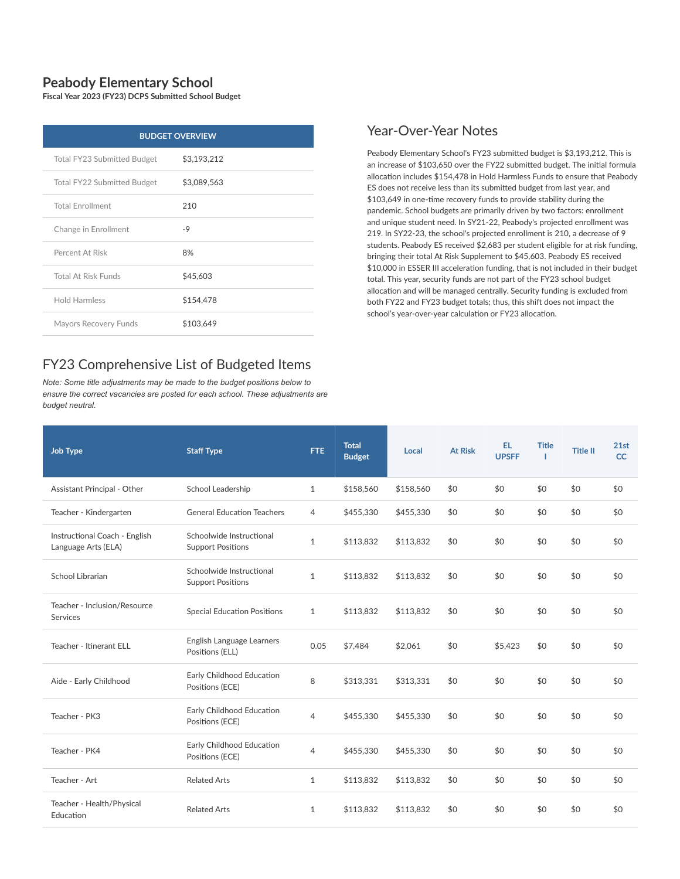# Peabody Elementary School

**Fiscal Year 2023 (FY23) DCPS Submitted School Budget**

| BUDGET OVERVIEW | |
|---|---|
| Total FY23 Submitted Budget | $3,193,212 |
| Total FY22 Submitted Budget | $3,089,563 |
| Total Enrollment | 210 |
| Change in Enrollment | -9 |
| Percent At Risk | 8% |
| Total At Risk Funds | $45,603 |
| Hold Harmless | $154,478 |
| Mayors Recovery Funds | $103,649 |

## Year-Over-Year Notes

Peabody Elementary School's FY23 submitted budget is $3,193,212. This is an increase of $103,650 over the FY22 submitted budget. The initial formula allocation includes $154,478 in Hold Harmless Funds to ensure that Peabody ES does not receive less than its submitted budget from last year, and $103,649 in one-time recovery funds to provide stability during the pandemic. School budgets are primarily driven by two factors: enrollment and unique student need. In SY21-22, Peabody's projected enrollment was 219. In SY22-23, the school's projected enrollment is 210, a decrease of 9 students. Peabody ES received $2,683 per student eligible for at risk funding, bringing their total At Risk Supplement to $45,603. Peabody ES received $10,000 in ESSER III acceleration funding, that is not included in their budget total. This year, security funds are not part of the FY23 school budget allocation and will be managed centrally. Security funding is excluded from both FY22 and FY23 budget totals; thus, this shift does not impact the school's year-over-year calculation or FY23 allocation.

## FY23 Comprehensive List of Budgeted Items

*Note: Some title adjustments may be made to the budget positions below to ensure the correct vacancies are posted for each school. These adjustments are budget neutral.*

| Job Type | Staff Type | FTE | Total Budget | Local | At Risk | EL UPSFF | Title I | Title II | 21st CC |
|---|---|---|---|---|---|---|---|---|---|
| Assistant Principal - Other | School Leadership | 1 | $158,560 | $158,560 | $0 | $0 | $0 | $0 | $0 |
| Teacher - Kindergarten | General Education Teachers | 4 | $455,330 | $455,330 | $0 | $0 | $0 | $0 | $0 |
| Instructional Coach - English Language Arts (ELA) | Schoolwide Instructional Support Positions | 1 | $113,832 | $113,832 | $0 | $0 | $0 | $0 | $0 |
| School Librarian | Schoolwide Instructional Support Positions | 1 | $113,832 | $113,832 | $0 | $0 | $0 | $0 | $0 |
| Teacher - Inclusion/Resource Services | Special Education Positions | 1 | $113,832 | $113,832 | $0 | $0 | $0 | $0 | $0 |
| Teacher - Itinerant ELL | English Language Learners Positions (ELL) | 0.05 | $7,484 | $2,061 | $0 | $5,423 | $0 | $0 | $0 |
| Aide - Early Childhood | Early Childhood Education Positions (ECE) | 8 | $313,331 | $313,331 | $0 | $0 | $0 | $0 | $0 |
| Teacher - PK3 | Early Childhood Education Positions (ECE) | 4 | $455,330 | $455,330 | $0 | $0 | $0 | $0 | $0 |
| Teacher - PK4 | Early Childhood Education Positions (ECE) | 4 | $455,330 | $455,330 | $0 | $0 | $0 | $0 | $0 |
| Teacher - Art | Related Arts | 1 | $113,832 | $113,832 | $0 | $0 | $0 | $0 | $0 |
| Teacher - Health/Physical Education | Related Arts | 1 | $113,832 | $113,832 | $0 | $0 | $0 | $0 | $0 |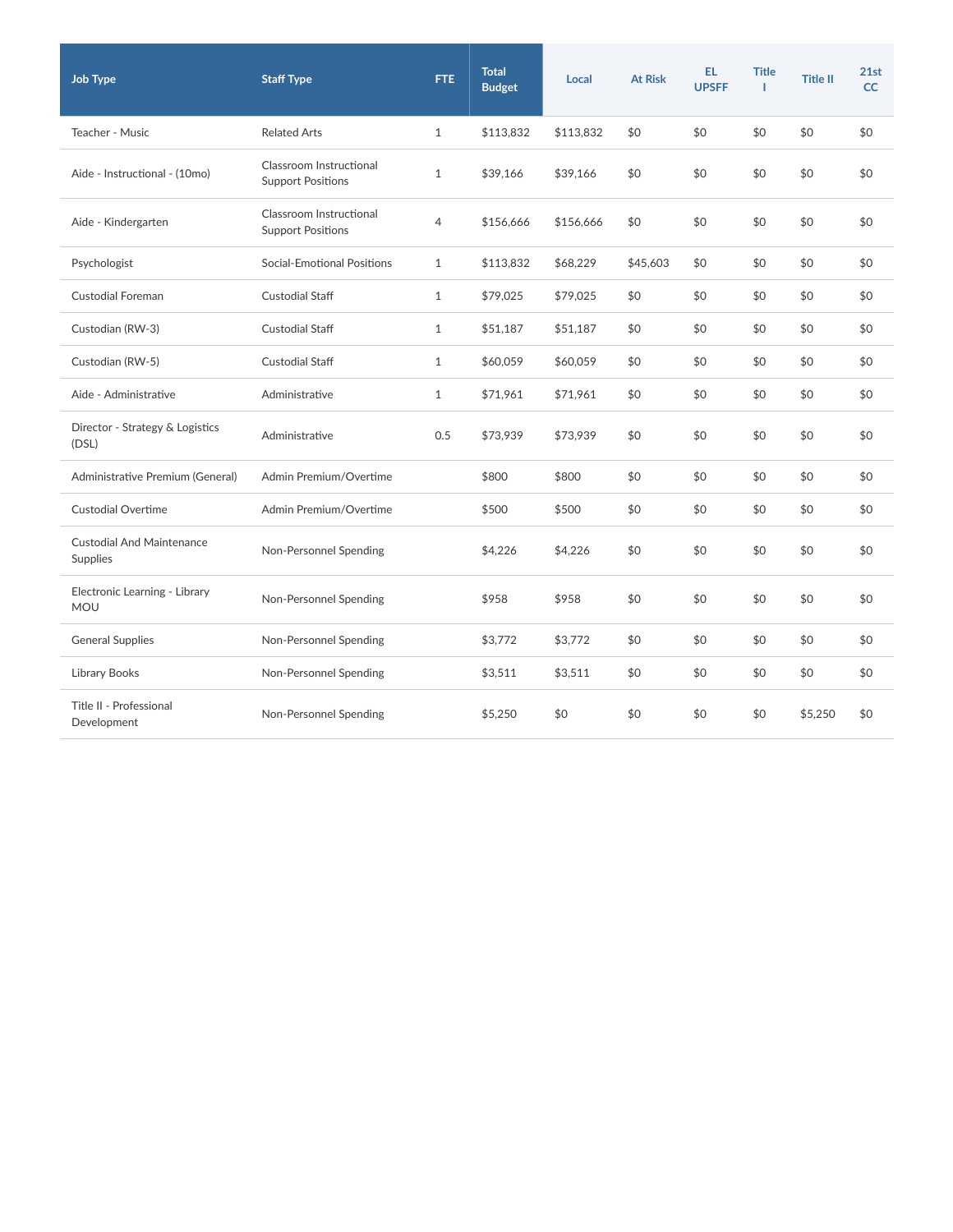| Job Type | Staff Type | FTE | Total Budget | Local | At Risk | EL UPSFF | Title I | Title II | 21st CC |
|---|---|---|---|---|---|---|---|---|---|
| Teacher - Music | Related Arts | 1 | $113,832 | $113,832 | $0 | $0 | $0 | $0 | $0 |
| Aide - Instructional - (10mo) | Classroom Instructional Support Positions | 1 | $39,166 | $39,166 | $0 | $0 | $0 | $0 | $0 |
| Aide - Kindergarten | Classroom Instructional Support Positions | 4 | $156,666 | $156,666 | $0 | $0 | $0 | $0 | $0 |
| Psychologist | Social-Emotional Positions | 1 | $113,832 | $68,229 | $45,603 | $0 | $0 | $0 | $0 |
| Custodial Foreman | Custodial Staff | 1 | $79,025 | $79,025 | $0 | $0 | $0 | $0 | $0 |
| Custodian (RW-3) | Custodial Staff | 1 | $51,187 | $51,187 | $0 | $0 | $0 | $0 | $0 |
| Custodian (RW-5) | Custodial Staff | 1 | $60,059 | $60,059 | $0 | $0 | $0 | $0 | $0 |
| Aide - Administrative | Administrative | 1 | $71,961 | $71,961 | $0 | $0 | $0 | $0 | $0 |
| Director - Strategy & Logistics (DSL) | Administrative | 0.5 | $73,939 | $73,939 | $0 | $0 | $0 | $0 | $0 |
| Administrative Premium (General) | Admin Premium/Overtime | | $800 | $800 | $0 | $0 | $0 | $0 | $0 |
| Custodial Overtime | Admin Premium/Overtime | | $500 | $500 | $0 | $0 | $0 | $0 | $0 |
| Custodial And Maintenance Supplies | Non-Personnel Spending | | $4,226 | $4,226 | $0 | $0 | $0 | $0 | $0 |
| Electronic Learning - Library MOU | Non-Personnel Spending | | $958 | $958 | $0 | $0 | $0 | $0 | $0 |
| General Supplies | Non-Personnel Spending | | $3,772 | $3,772 | $0 | $0 | $0 | $0 | $0 |
| Library Books | Non-Personnel Spending | | $3,511 | $3,511 | $0 | $0 | $0 | $0 | $0 |
| Title II - Professional Development | Non-Personnel Spending | | $5,250 | $0 | $0 | $0 | $0 | $5,250 | $0 |